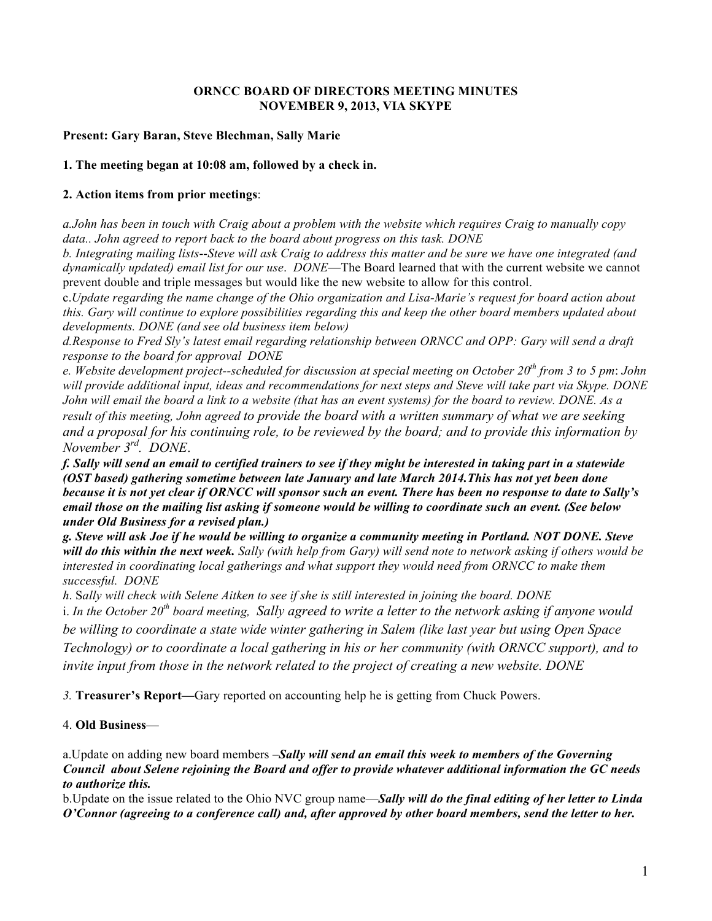**ORNCC BOARD OF DIRECTORS MEETING MINUTES**
**NOVEMBER 9, 2013, VIA SKYPE**

**Present: Gary Baran, Steve Blechman, Sally Marie**

**1. The meeting began at 10:08 am, followed by a check in.**

**2. Action items from prior meetings**:

*a.John has been in touch with Craig about a problem with the website which requires Craig to manually copy data.. John agreed to report back to the board about progress on this task. DONE*

*b. Integrating mailing lists--Steve will ask Craig to address this matter and be sure we have one integrated (and dynamically updated) email list for our use. DONE*—The Board learned that with the current website we cannot prevent double and triple messages but would like the new website to allow for this control.

c.*Update regarding the name change of the Ohio organization and Lisa-Marie's request for board action about this. Gary will continue to explore possibilities regarding this and keep the other board members updated about developments. DONE (and see old business item below)*

*d.Response to Fred Sly's latest email regarding relationship between ORNCC and OPP: Gary will send a draft response to the board for approval DONE*

*e. Website development project--scheduled for discussion at special meeting on October 20th from 3 to 5 pm: John will provide additional input, ideas and recommendations for next steps and Steve will take part via Skype. DONE John will email the board a link to a website (that has an event systems) for the board to review. DONE. As a result of this meeting, John agreed to provide the board with a written summary of what we are seeking and a proposal for his continuing role, to be reviewed by the board; and to provide this information by November 3rd. DONE*.

***f. Sally will send an email to certified trainers to see if they might be interested in taking part in a statewide (OST based) gathering sometime between late January and late March 2014.This has not yet been done because it is not yet clear if ORNCC will sponsor such an event. There has been no response to date to Sally's email those on the mailing list asking if someone would be willing to coordinate such an event. (See below under Old Business for a revised plan.)***

***g. Steve will ask Joe if he would be willing to organize a community meeting in Portland. NOT DONE. Steve will do this within the next week.*** *Sally (with help from Gary) will send note to network asking if others would be interested in coordinating local gatherings and what support they would need from ORNCC to make them successful. DONE*

*h.* S*ally will check with Selene Aitken to see if she is still interested in joining the board. DONE*

i. *In the October 20th board meeting, Sally agreed to write a letter to the network asking if anyone would be willing to coordinate a state wide winter gathering in Salem (like last year but using Open Space Technology) or to coordinate a local gathering in his or her community (with ORNCC support), and to invite input from those in the network related to the project of creating a new website. DONE*

*3.* **Treasurer's Report—**Gary reported on accounting help he is getting from Chuck Powers.

4. **Old Business**—

a.Update on adding new board members –***Sally will send an email this week to members of the Governing Council about Selene rejoining the Board and offer to provide whatever additional information the GC needs to authorize this.***

b.Update on the issue related to the Ohio NVC group name—***Sally will do the final editing of her letter to Linda O'Connor (agreeing to a conference call) and, after approved by other board members, send the letter to her.***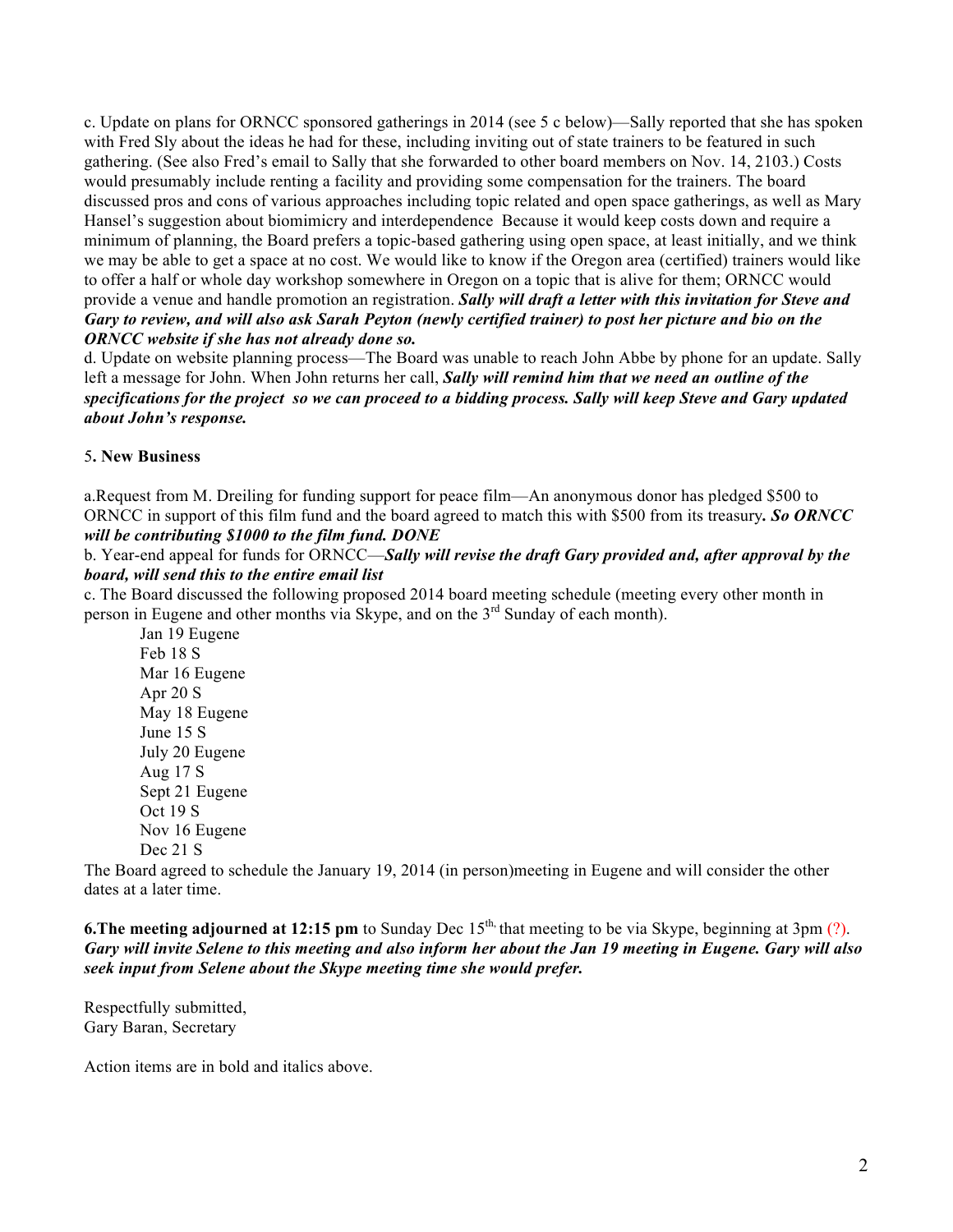c. Update on plans for ORNCC sponsored gatherings in 2014 (see 5 c below)—Sally reported that she has spoken with Fred Sly about the ideas he had for these, including inviting out of state trainers to be featured in such gathering. (See also Fred's email to Sally that she forwarded to other board members on Nov. 14, 2103.) Costs would presumably include renting a facility and providing some compensation for the trainers. The board discussed pros and cons of various approaches including topic related and open space gatherings, as well as Mary Hansel's suggestion about biomimicry and interdependence Because it would keep costs down and require a minimum of planning, the Board prefers a topic-based gathering using open space, at least initially, and we think we may be able to get a space at no cost. We would like to know if the Oregon area (certified) trainers would like to offer a half or whole day workshop somewhere in Oregon on a topic that is alive for them; ORNCC would provide a venue and handle promotion an registration. ***Sally will draft a letter with this invitation for Steve and Gary to review, and will also ask Sarah Peyton (newly certified trainer) to post her picture and bio on the ORNCC website if she has not already done so.***

d. Update on website planning process—The Board was unable to reach John Abbe by phone for an update. Sally left a message for John. When John returns her call, ***Sally will remind him that we need an outline of the specifications for the project so we can proceed to a bidding process. Sally will keep Steve and Gary updated about John's response.***

5**. New Business**

a.Request from M. Dreiling for funding support for peace film—An anonymous donor has pledged $500 to ORNCC in support of this film fund and the board agreed to match this with $500 from its treasury***. So ORNCC will be contributing $1000 to the film fund. DONE***

b. Year-end appeal for funds for ORNCC—***Sally will revise the draft Gary provided and, after approval by the board, will send this to the entire email list***

c. The Board discussed the following proposed 2014 board meeting schedule (meeting every other month in person in Eugene and other months via Skype, and on the 3rd Sunday of each month).

Jan 19 Eugene
Feb 18 S
Mar 16 Eugene
Apr 20 S
May 18 Eugene
June 15 S
July 20 Eugene
Aug 17 S
Sept 21 Eugene
Oct 19 S
Nov 16 Eugene
Dec 21 S

The Board agreed to schedule the January 19, 2014 (in person)meeting in Eugene and will consider the other dates at a later time.

**6.The meeting adjourned at 12:15 pm** to Sunday Dec 15th, that meeting to be via Skype, beginning at 3pm (?). ***Gary will invite Selene to this meeting and also inform her about the Jan 19 meeting in Eugene. Gary will also seek input from Selene about the Skype meeting time she would prefer.***

Respectfully submitted,
Gary Baran, Secretary

Action items are in bold and italics above.